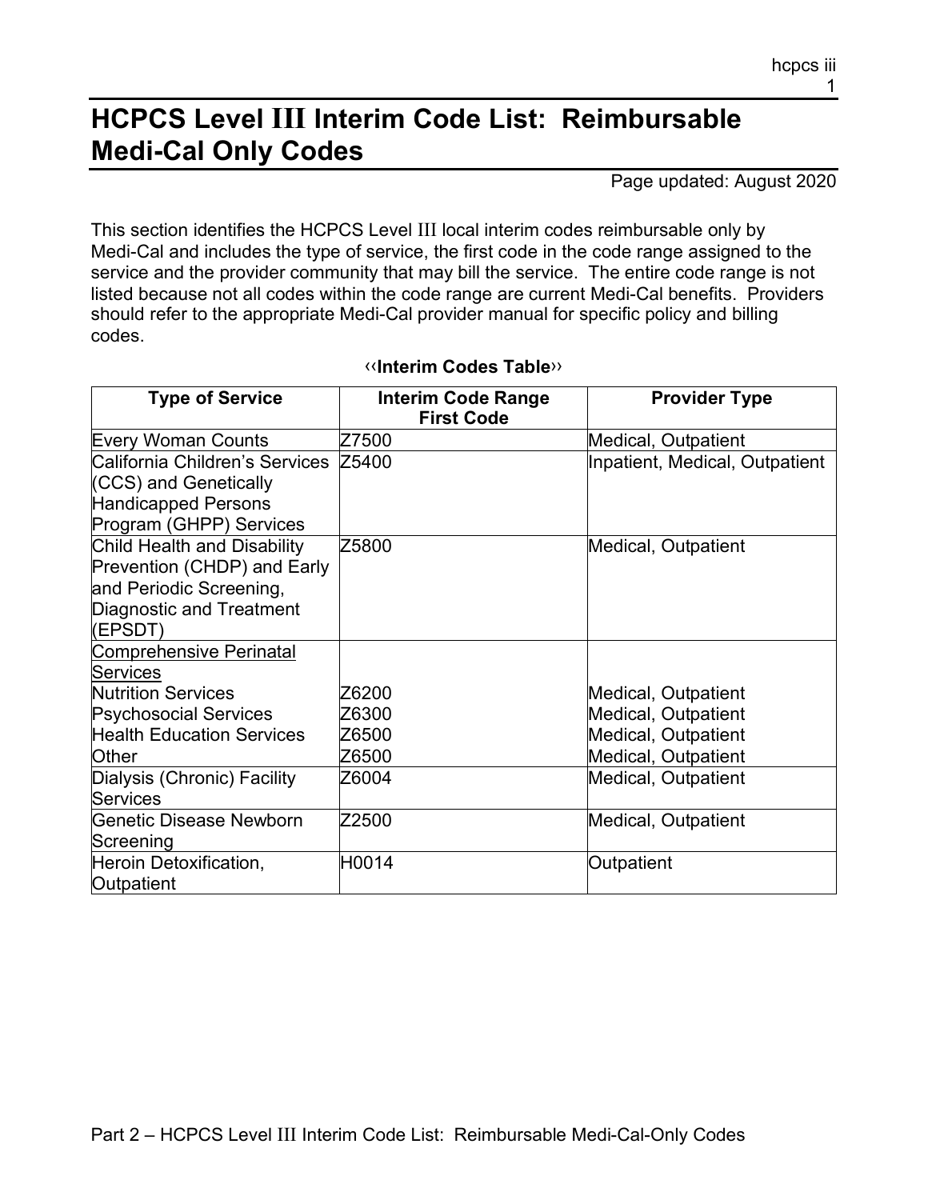# HCPCS Level III Interim Code List: Reimbursable Medi-Cal Only Codes

Page updated: August 2020

This section identifies the HCPCS Level III local interim codes reimbursable only by Medi-Cal and includes the type of service, the first code in the code range assigned to the service and the provider community that may bill the service. The entire code range is not listed because not all codes within the code range are current Medi-Cal benefits. Providers should refer to the appropriate Medi-Cal provider manual for specific policy and billing codes.

**‹‹Interim Codes Table››**

| Type of Service | Interim Code Range First Code | Provider Type |
|---|---|---|
| Every Woman Counts | Z7500 | Medical, Outpatient |
| California Children's Services (CCS) and Genetically Handicapped Persons Program (GHPP) Services | Z5400 | Inpatient, Medical, Outpatient |
| Child Health and Disability Prevention (CHDP) and Early and Periodic Screening, Diagnostic and Treatment (EPSDT) | Z5800 | Medical, Outpatient |
| Comprehensive Perinatal Services | | |
| Nutrition Services | Z6200 | Medical, Outpatient |
| Psychosocial Services | Z6300 | Medical, Outpatient |
| Health Education Services | Z6500 | Medical, Outpatient |
| Other | Z6500 | Medical, Outpatient |
| Dialysis (Chronic) Facility Services | Z6004 | Medical, Outpatient |
| Genetic Disease Newborn Screening | Z2500 | Medical, Outpatient |
| Heroin Detoxification, Outpatient | H0014 | Outpatient |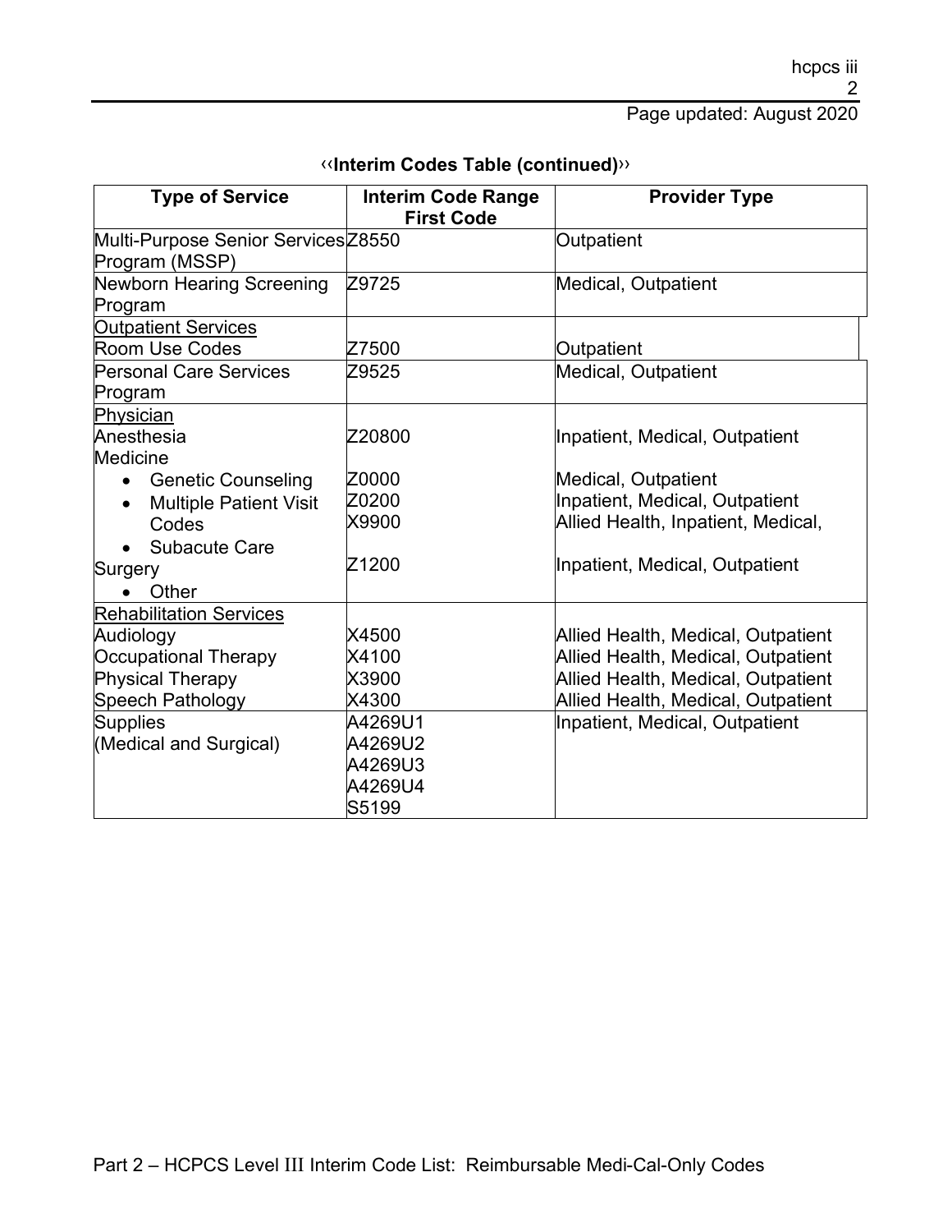## ‹‹Interim Codes Table (continued)››

| Type of Service | Interim Code Range First Code | Provider Type |
| --- | --- | --- |
| Multi-Purpose Senior Services Program (MSSP) | Z8550 | Outpatient |
| Newborn Hearing Screening Program | Z9725 | Medical, Outpatient |
| Outpatient Services<br>Room Use Codes | Z7500 | Outpatient |
| Personal Care Services Program | Z9525 | Medical, Outpatient |
| Physician<br>Anesthesia<br>Medicine<br>• Genetic Counseling<br>• Multiple Patient Visit Codes<br>• Subacute Care<br>Surgery<br>• Other | Z20800<br>Z0000<br>Z0200<br>X9900<br>Z1200 | Inpatient, Medical, Outpatient<br>Medical, Outpatient<br>Inpatient, Medical, Outpatient<br>Allied Health, Inpatient, Medical,<br>Inpatient, Medical, Outpatient |
| Rehabilitation Services<br>Audiology<br>Occupational Therapy<br>Physical Therapy<br>Speech Pathology | X4500<br>X4100<br>X3900<br>X4300 | Allied Health, Medical, Outpatient<br>Allied Health, Medical, Outpatient<br>Allied Health, Medical, Outpatient<br>Allied Health, Medical, Outpatient |
| Supplies (Medical and Surgical) | A4269U1<br>A4269U2<br>A4269U3<br>A4269U4<br>S5199 | Inpatient, Medical, Outpatient |

Part 2 – HCPCS Level III Interim Code List: Reimbursable Medi-Cal-Only Codes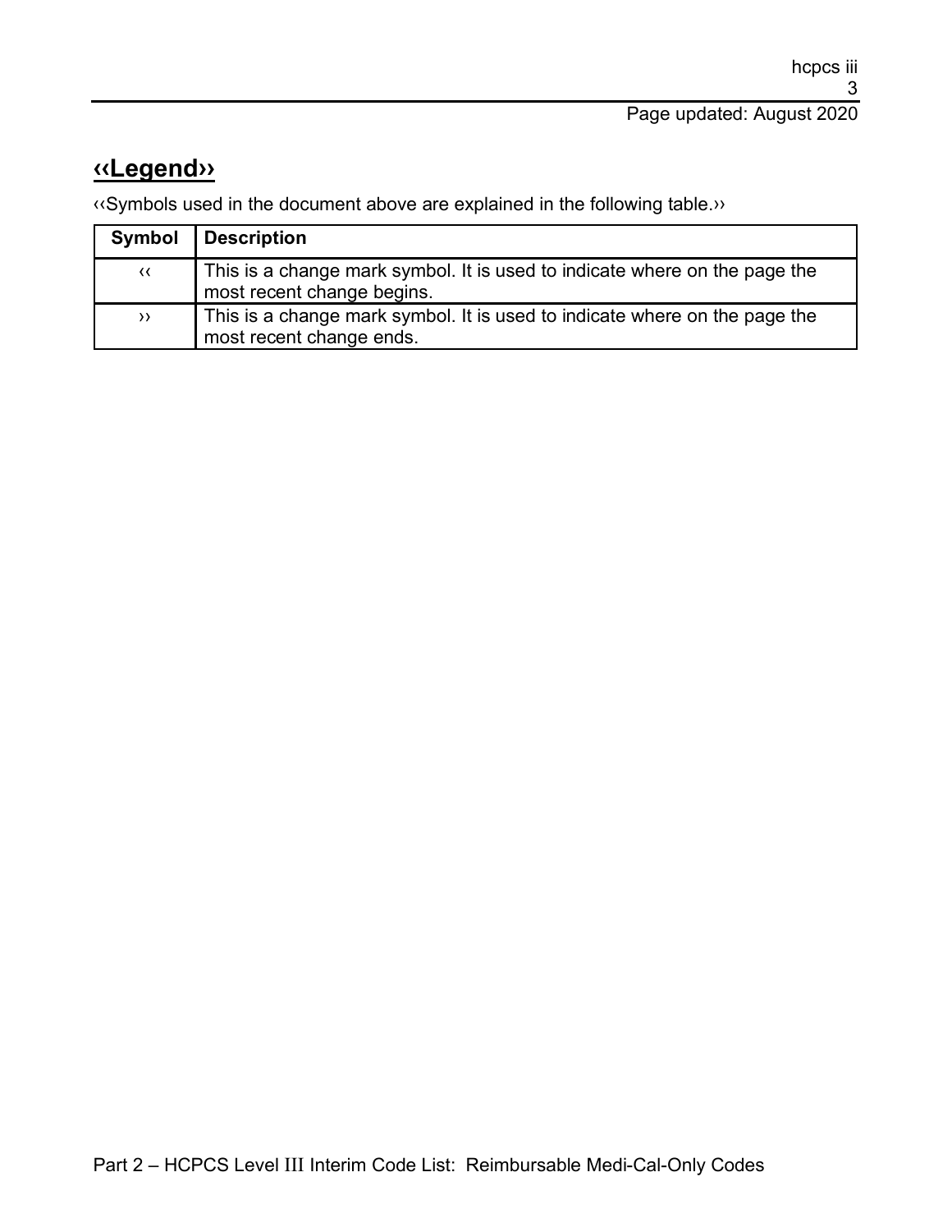## ‹‹Legend››

‹‹Symbols used in the document above are explained in the following table.››

| Symbol | Description |
| --- | --- |
| ‹‹ | This is a change mark symbol. It is used to indicate where on the page the most recent change begins. |
| ›› | This is a change mark symbol. It is used to indicate where on the page the most recent change ends. |